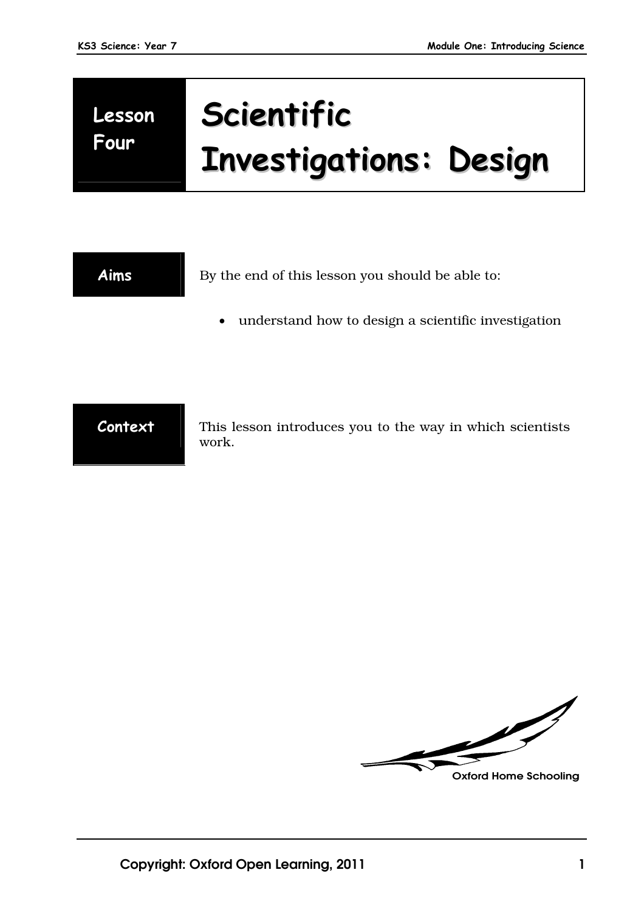# Lesson Four: Scientific Investigations: Design

**Aims**

By the end of this lesson you should be able to:

- understand how to design a scientific investigation

**Context**

This lesson introduces you to the way in which scientists work.

Oxford Home Schooling

Copyright: Oxford Open Learning, 2011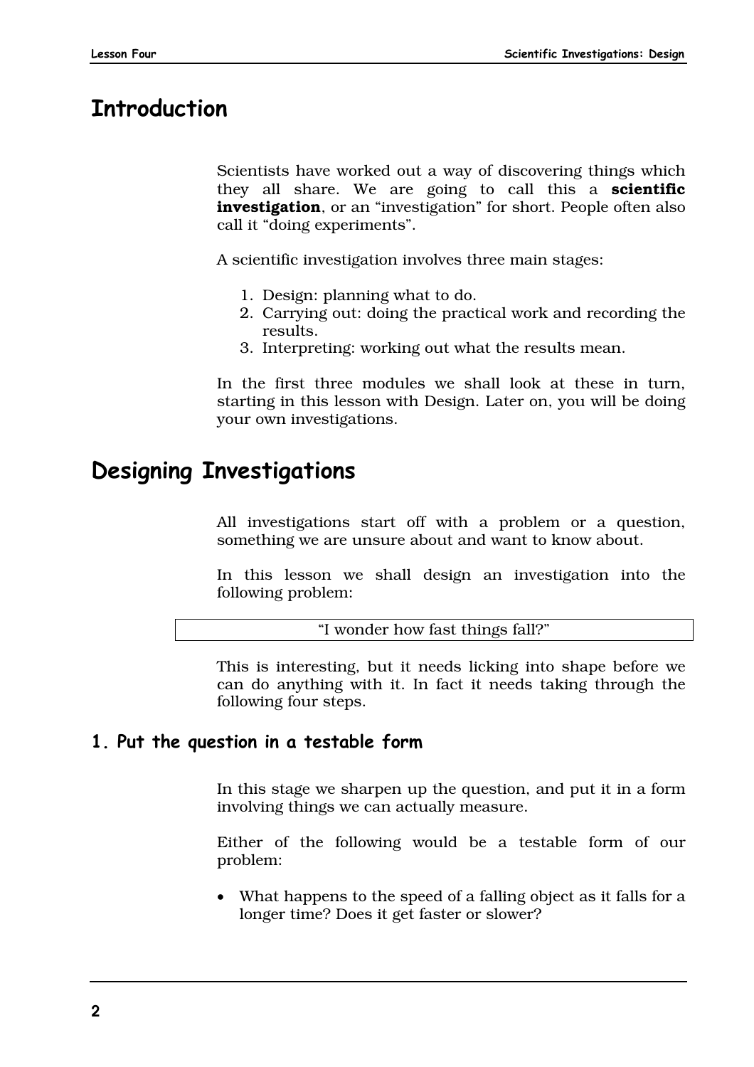## Introduction

Scientists have worked out a way of discovering things which they all share. We are going to call this a **scientific investigation**, or an "investigation" for short. People often also call it "doing experiments".

A scientific investigation involves three main stages:

1. Design: planning what to do.
2. Carrying out: doing the practical work and recording the results.
3. Interpreting: working out what the results mean.

In the first three modules we shall look at these in turn, starting in this lesson with Design. Later on, you will be doing your own investigations.

## Designing Investigations

All investigations start off with a problem or a question, something we are unsure about and want to know about.

In this lesson we shall design an investigation into the following problem:

| "I wonder how fast things fall?" |
|---|

This is interesting, but it needs licking into shape before we can do anything with it. In fact it needs taking through the following four steps.

### 1. Put the question in a testable form

In this stage we sharpen up the question, and put it in a form involving things we can actually measure.

Either of the following would be a testable form of our problem:

- What happens to the speed of a falling object as it falls for a longer time? Does it get faster or slower?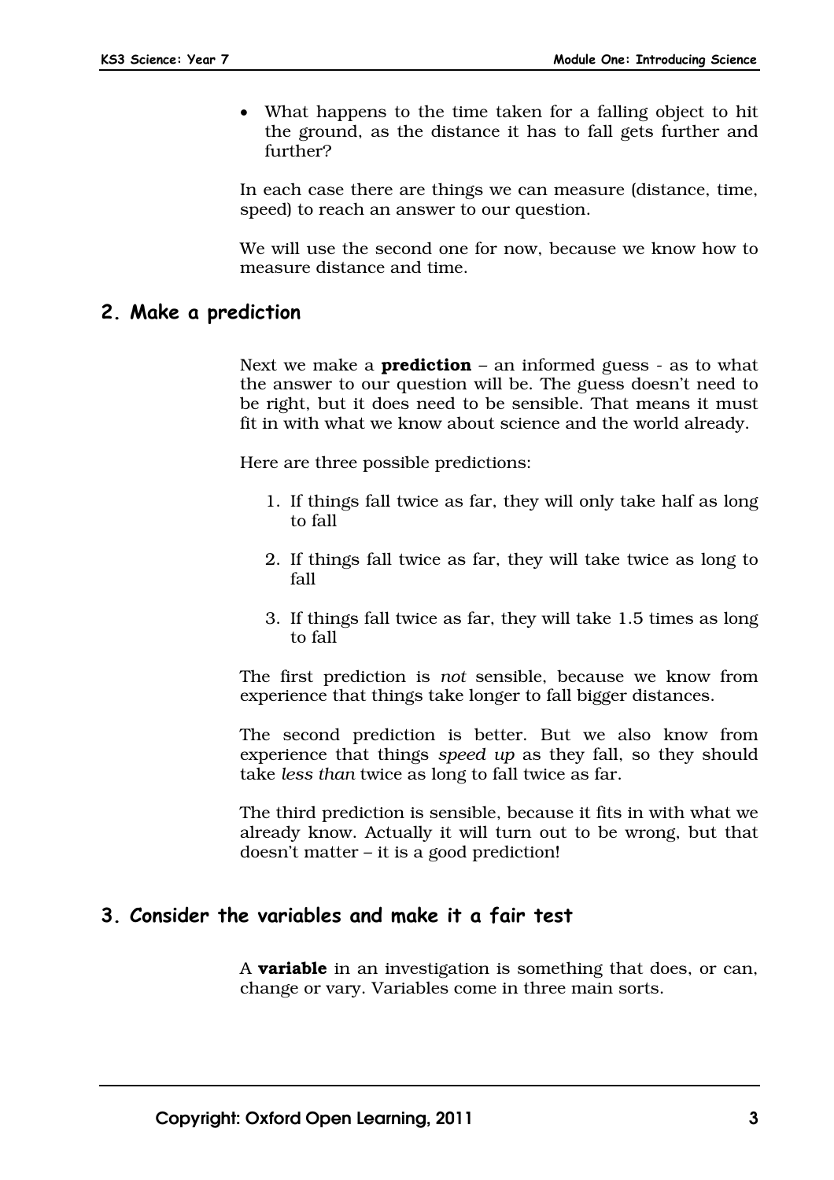- What happens to the time taken for a falling object to hit the ground, as the distance it has to fall gets further and further?

In each case there are things we can measure (distance, time, speed) to reach an answer to our question.

We will use the second one for now, because we know how to measure distance and time.

## 2. Make a prediction

Next we make a **prediction** – an informed guess - as to what the answer to our question will be. The guess doesn't need to be right, but it does need to be sensible. That means it must fit in with what we know about science and the world already.

Here are three possible predictions:

1. If things fall twice as far, they will only take half as long to fall
2. If things fall twice as far, they will take twice as long to fall
3. If things fall twice as far, they will take 1.5 times as long to fall

The first prediction is *not* sensible, because we know from experience that things take longer to fall bigger distances.

The second prediction is better. But we also know from experience that things *speed up* as they fall, so they should take *less than* twice as long to fall twice as far.

The third prediction is sensible, because it fits in with what we already know. Actually it will turn out to be wrong, but that doesn't matter – it is a good prediction!

## 3. Consider the variables and make it a fair test

A **variable** in an investigation is something that does, or can, change or vary. Variables come in three main sorts.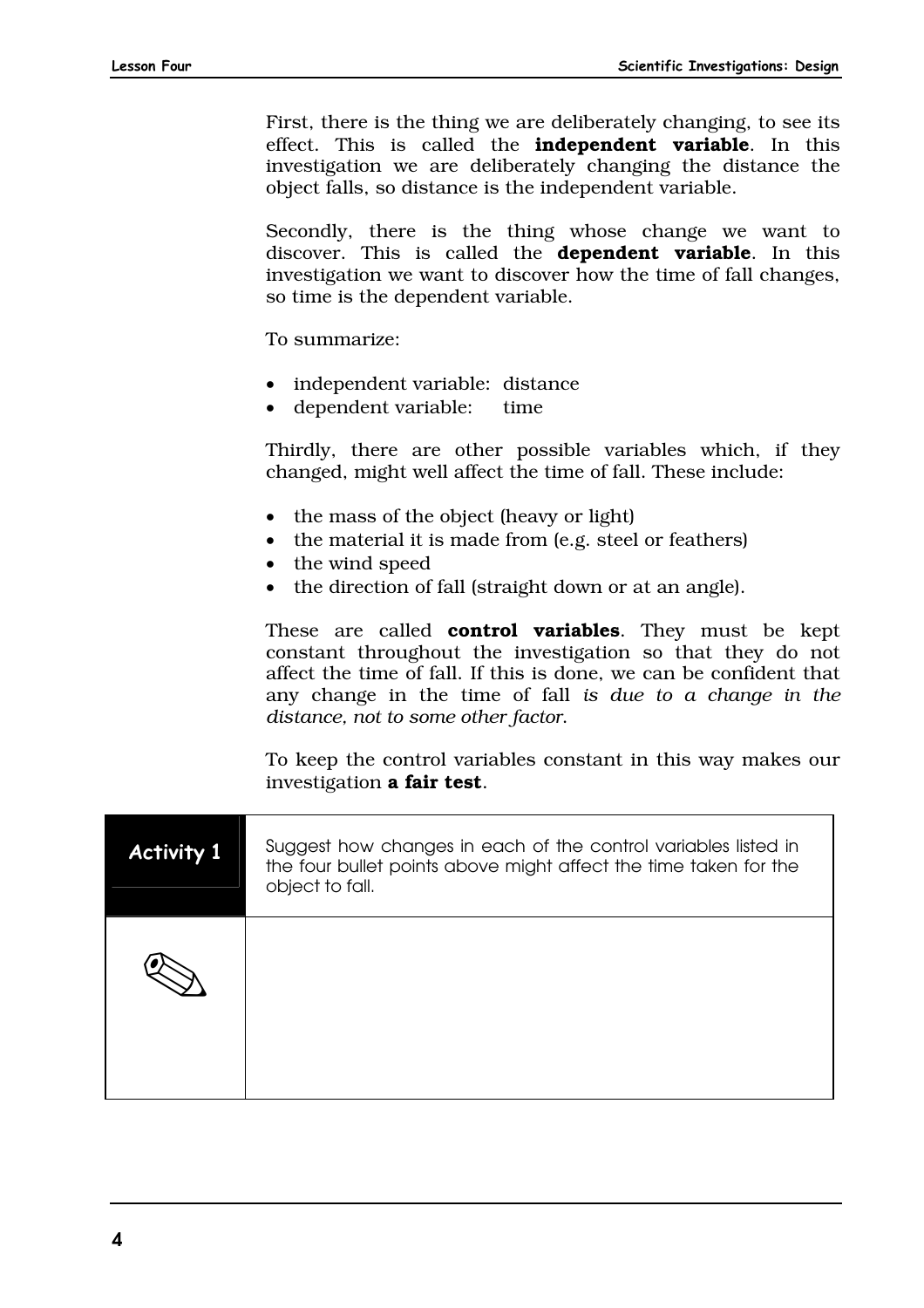First, there is the thing we are deliberately changing, to see its effect. This is called the **independent variable**. In this investigation we are deliberately changing the distance the object falls, so distance is the independent variable.

Secondly, there is the thing whose change we want to discover. This is called the **dependent variable**. In this investigation we want to discover how the time of fall changes, so time is the dependent variable.

To summarize:

- independent variable: distance
- dependent variable: time

Thirdly, there are other possible variables which, if they changed, might well affect the time of fall. These include:

- the mass of the object (heavy or light)
- the material it is made from (e.g. steel or feathers)
- the wind speed
- the direction of fall (straight down or at an angle).

These are called **control variables**. They must be kept constant throughout the investigation so that they do not affect the time of fall. If this is done, we can be confident that any change in the time of fall *is due to a change in the distance, not to some other factor*.

To keep the control variables constant in this way makes our investigation **a fair test**.

| **Activity 1** | Suggest how changes in each of the control variables listed in the four bullet points above might affect the time taken for the object to fall. |
|---|---|
| ✎ | |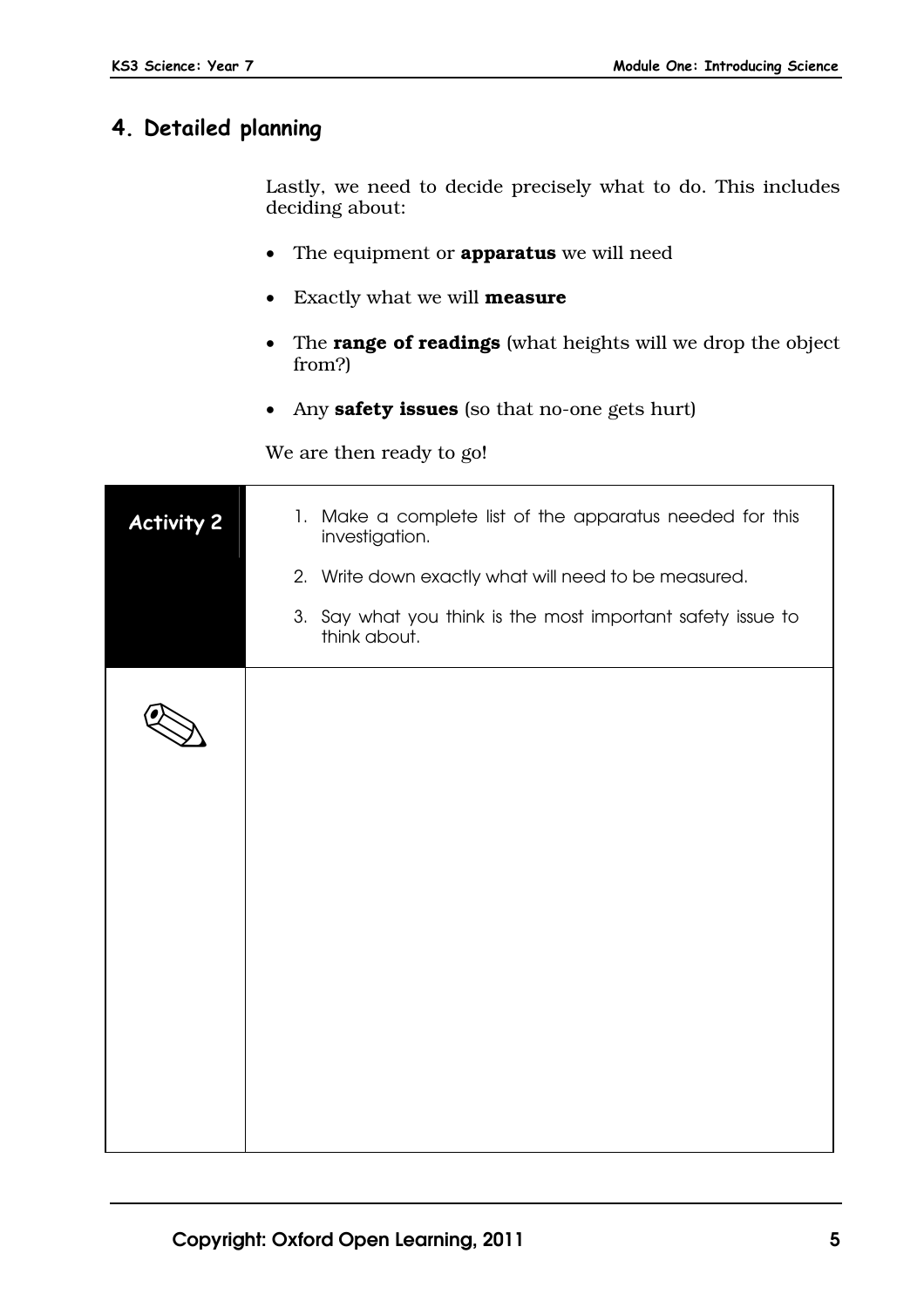## 4. Detailed planning

Lastly, we need to decide precisely what to do. This includes deciding about:

- The equipment or **apparatus** we will need
- Exactly what we will **measure**
- The **range of readings** (what heights will we drop the object from?)
- Any **safety issues** (so that no-one gets hurt)

We are then ready to go!

| **Activity 2** | 1. Make a complete list of the apparatus needed for this investigation.<br>2. Write down exactly what will need to be measured.<br>3. Say what you think is the most important safety issue to think about. |
|---|---|
| ✎ | |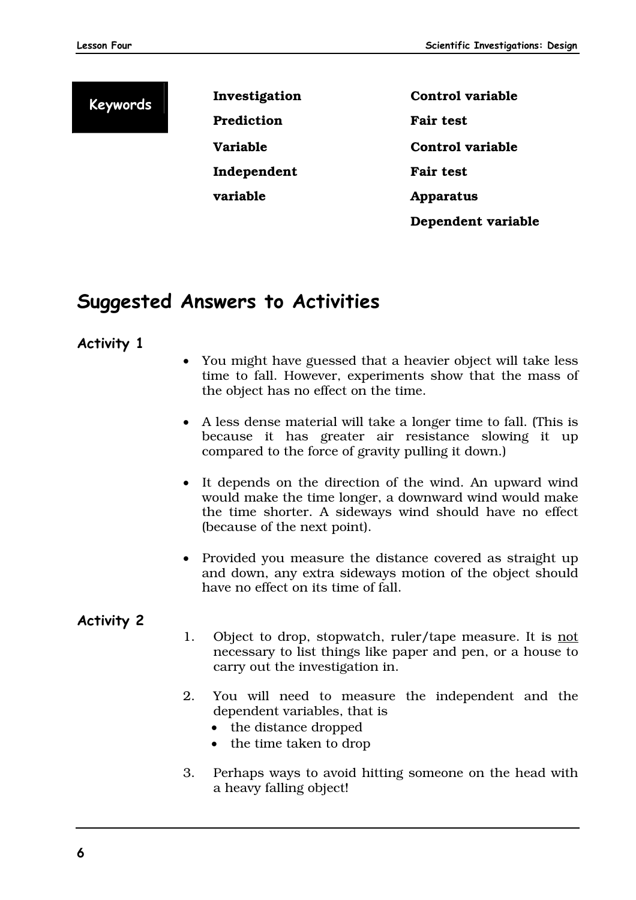**Keywords**

| | |
|---|---|
| **Investigation** | **Control variable** |
| **Prediction** | **Fair test** |
| **Variable** | **Control variable** |
| **Independent variable** | **Fair test** |
| | **Apparatus** |
| | **Dependent variable** |

## Suggested Answers to Activities

### Activity 1

- You might have guessed that a heavier object will take less time to fall. However, experiments show that the mass of the object has no effect on the time.
- A less dense material will take a longer time to fall. (This is because it has greater air resistance slowing it up compared to the force of gravity pulling it down.)
- It depends on the direction of the wind. An upward wind would make the time longer, a downward wind would make the time shorter. A sideways wind should have no effect (because of the next point).
- Provided you measure the distance covered as straight up and down, any extra sideways motion of the object should have no effect on its time of fall.

### Activity 2

1. Object to drop, stopwatch, ruler/tape measure. It is not necessary to list things like paper and pen, or a house to carry out the investigation in.
2. You will need to measure the independent and the dependent variables, that is
   - the distance dropped
   - the time taken to drop
3. Perhaps ways to avoid hitting someone on the head with a heavy falling object!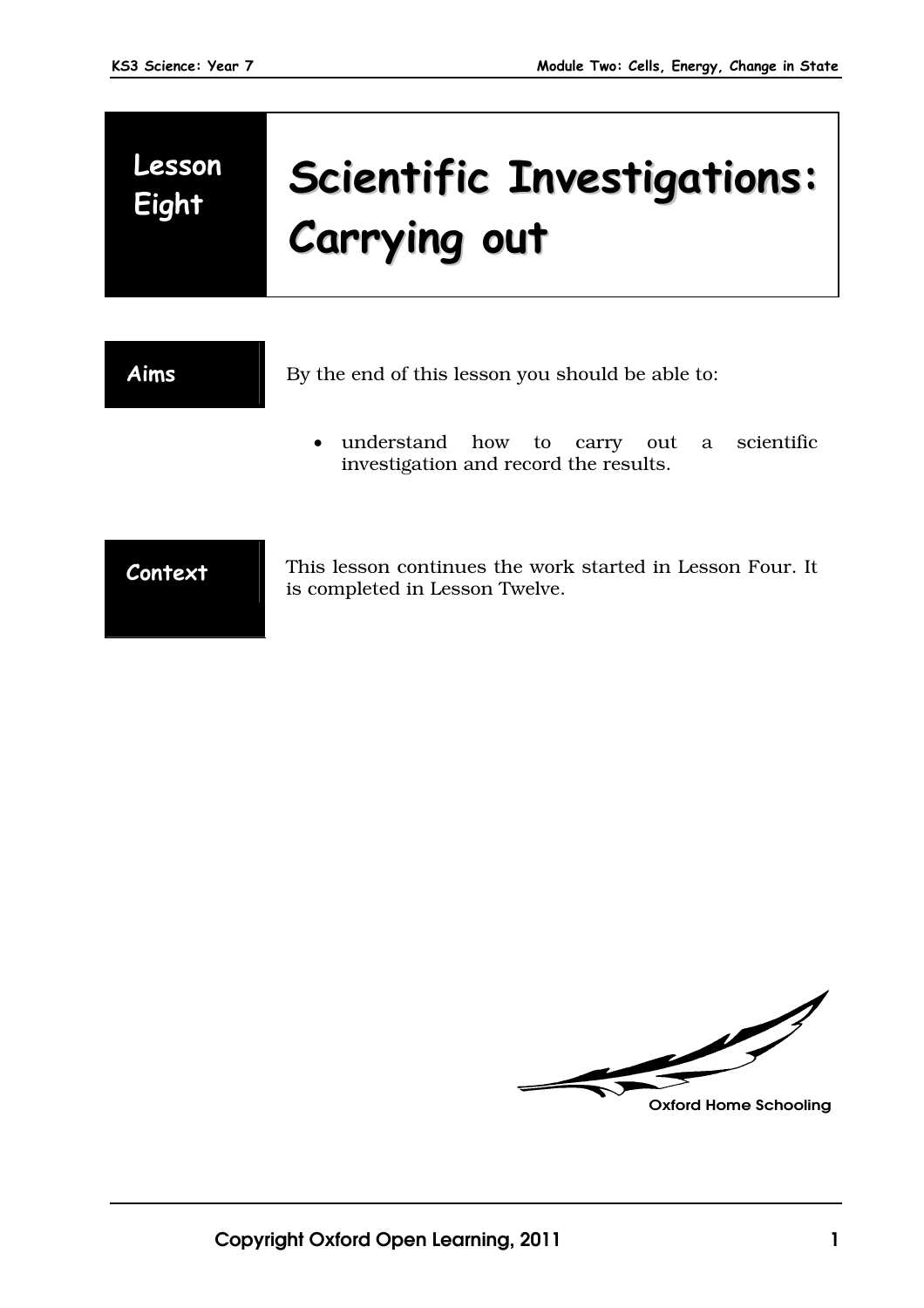# Lesson Eight

# Scientific Investigations: Carrying out

## Aims

By the end of this lesson you should be able to:

- understand how to carry out a scientific investigation and record the results.

## Context

This lesson continues the work started in Lesson Four. It is completed in Lesson Twelve.

Oxford Home Schooling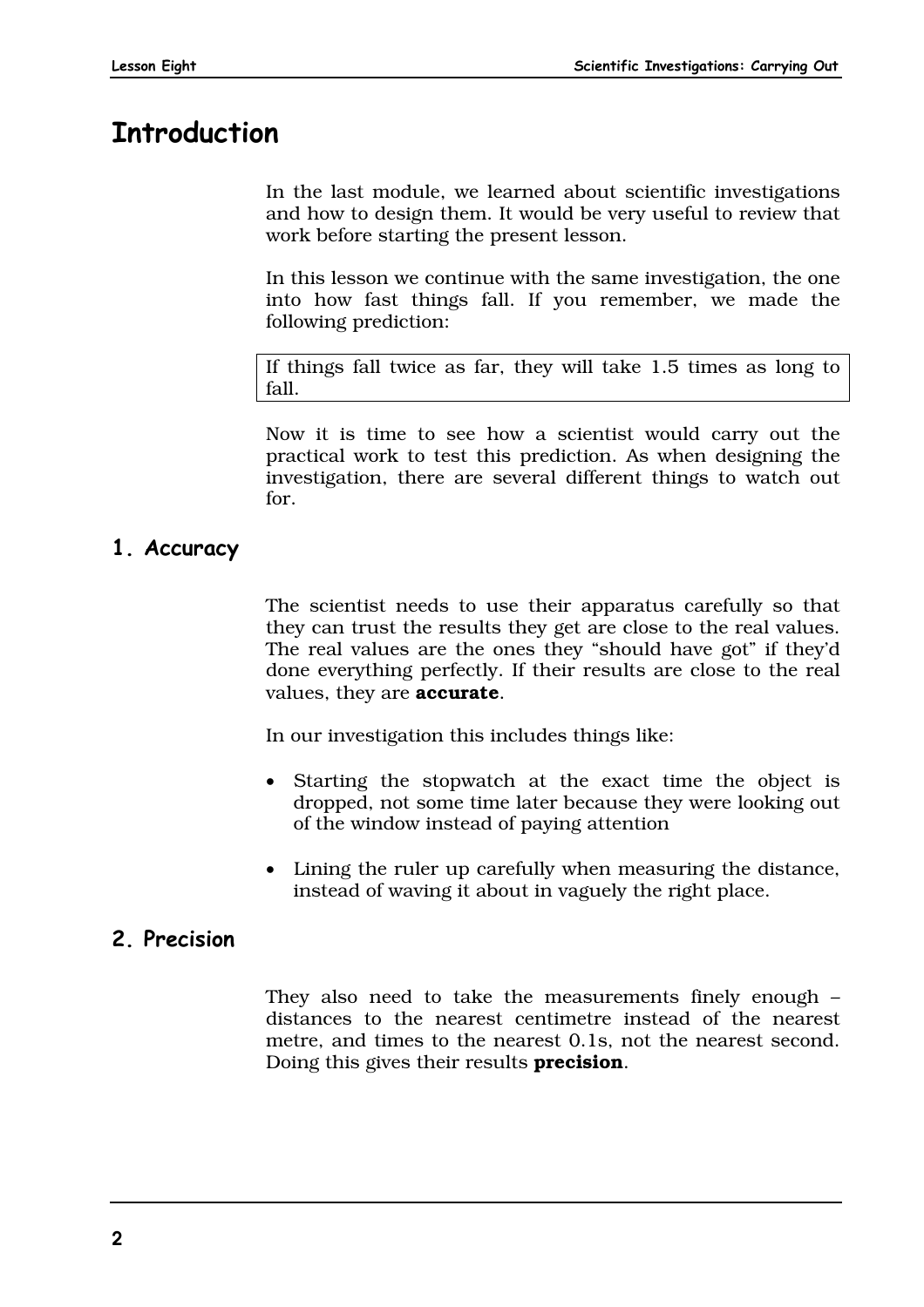# Introduction

In the last module, we learned about scientific investigations and how to design them. It would be very useful to review that work before starting the present lesson.

In this lesson we continue with the same investigation, the one into how fast things fall. If you remember, we made the following prediction:

> If things fall twice as far, they will take 1.5 times as long to fall.

Now it is time to see how a scientist would carry out the practical work to test this prediction. As when designing the investigation, there are several different things to watch out for.

## 1. Accuracy

The scientist needs to use their apparatus carefully so that they can trust the results they get are close to the real values. The real values are the ones they "should have got" if they'd done everything perfectly. If their results are close to the real values, they are **accurate**.

In our investigation this includes things like:

- Starting the stopwatch at the exact time the object is dropped, not some time later because they were looking out of the window instead of paying attention
- Lining the ruler up carefully when measuring the distance, instead of waving it about in vaguely the right place.

## 2. Precision

They also need to take the measurements finely enough – distances to the nearest centimetre instead of the nearest metre, and times to the nearest 0.1s, not the nearest second. Doing this gives their results **precision**.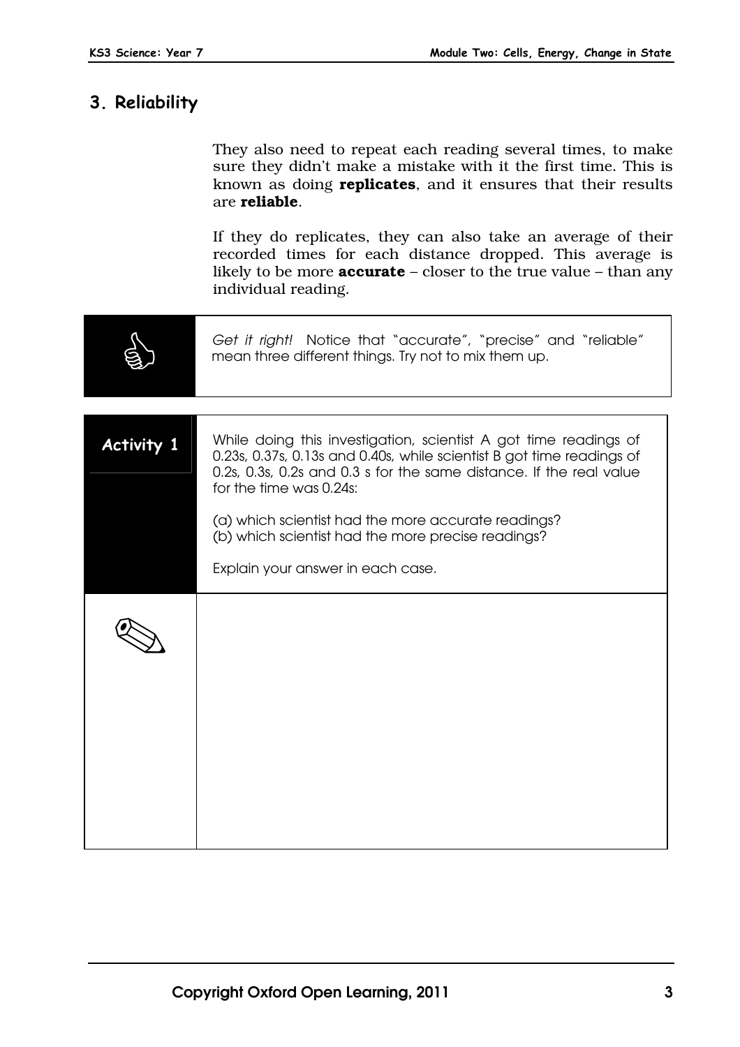## 3. Reliability

They also need to repeat each reading several times, to make sure they didn't make a mistake with it the first time. This is known as doing **replicates**, and it ensures that their results are **reliable**.

If they do replicates, they can also take an average of their recorded times for each distance dropped. This average is likely to be more **accurate** – closer to the true value – than any individual reading.

*Get it right!* Notice that "accurate", "precise" and "reliable" mean three different things. Try not to mix them up.

**Activity 1**

While doing this investigation, scientist A got time readings of 0.23s, 0.37s, 0.13s and 0.40s, while scientist B got time readings of 0.2s, 0.3s, 0.2s and 0.3 s for the same distance. If the real value for the time was 0.24s:

(a) which scientist had the more accurate readings?
(b) which scientist had the more precise readings?

Explain your answer in each case.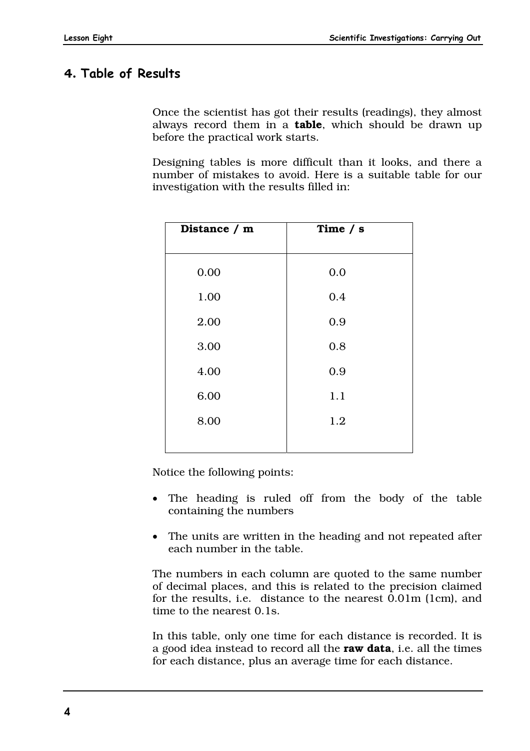## 4. Table of Results

Once the scientist has got their results (readings), they almost always record them in a **table**, which should be drawn up before the practical work starts.

Designing tables is more difficult than it looks, and there a number of mistakes to avoid. Here is a suitable table for our investigation with the results filled in:

| Distance / m | Time / s |
|---|---|
| 0.00 | 0.0 |
| 1.00 | 0.4 |
| 2.00 | 0.9 |
| 3.00 | 0.8 |
| 4.00 | 0.9 |
| 6.00 | 1.1 |
| 8.00 | 1.2 |

Notice the following points:

- The heading is ruled off from the body of the table containing the numbers
- The units are written in the heading and not repeated after each number in the table.

The numbers in each column are quoted to the same number of decimal places, and this is related to the precision claimed for the results, i.e. distance to the nearest 0.01m (1cm), and time to the nearest 0.1s.

In this table, only one time for each distance is recorded. It is a good idea instead to record all the **raw data**, i.e. all the times for each distance, plus an average time for each distance.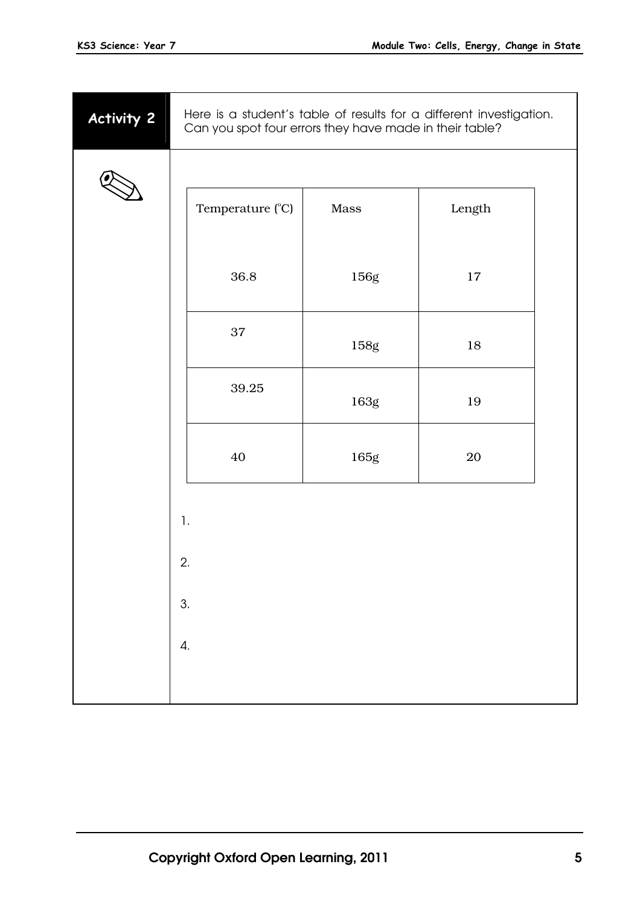**Activity 2**

Here is a student's table of results for a different investigation. Can you spot four errors they have made in their table?

| Temperature (°C) | Mass | Length |
|---|---|---|
| 36.8 | 156g | 17 |
| 37 | 158g | 18 |
| 39.25 | 163g | 19 |
| 40 | 165g | 20 |

1.

2.

3.

4.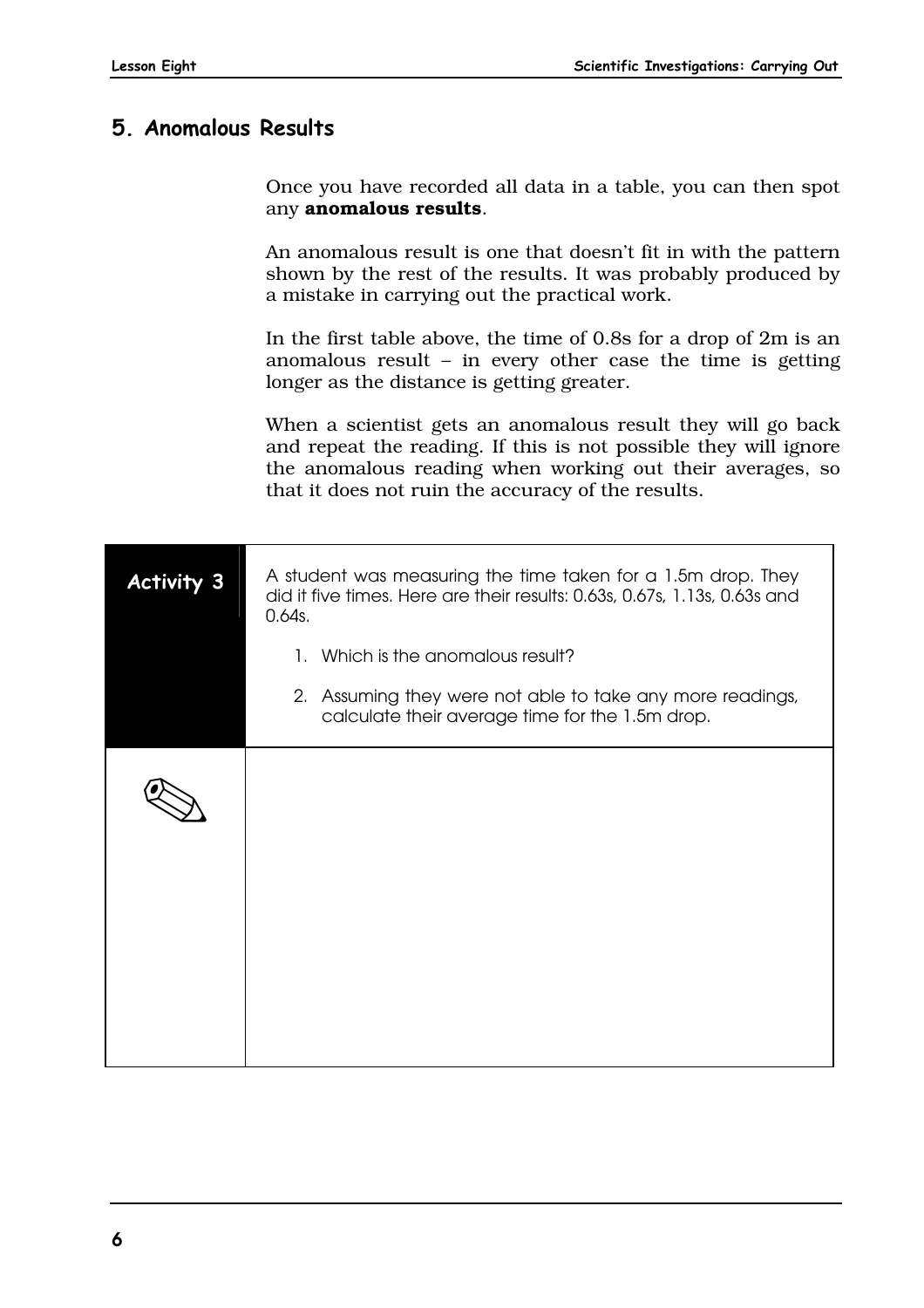## 5. Anomalous Results

Once you have recorded all data in a table, you can then spot any **anomalous results**.

An anomalous result is one that doesn't fit in with the pattern shown by the rest of the results. It was probably produced by a mistake in carrying out the practical work.

In the first table above, the time of 0.8s for a drop of 2m is an anomalous result – in every other case the time is getting longer as the distance is getting greater.

When a scientist gets an anomalous result they will go back and repeat the reading. If this is not possible they will ignore the anomalous reading when working out their averages, so that it does not ruin the accuracy of the results.

**Activity 3**

A student was measuring the time taken for a 1.5m drop. They did it five times. Here are their results: 0.63s, 0.67s, 1.13s, 0.63s and 0.64s.

1. Which is the anomalous result?
2. Assuming they were not able to take any more readings, calculate their average time for the 1.5m drop.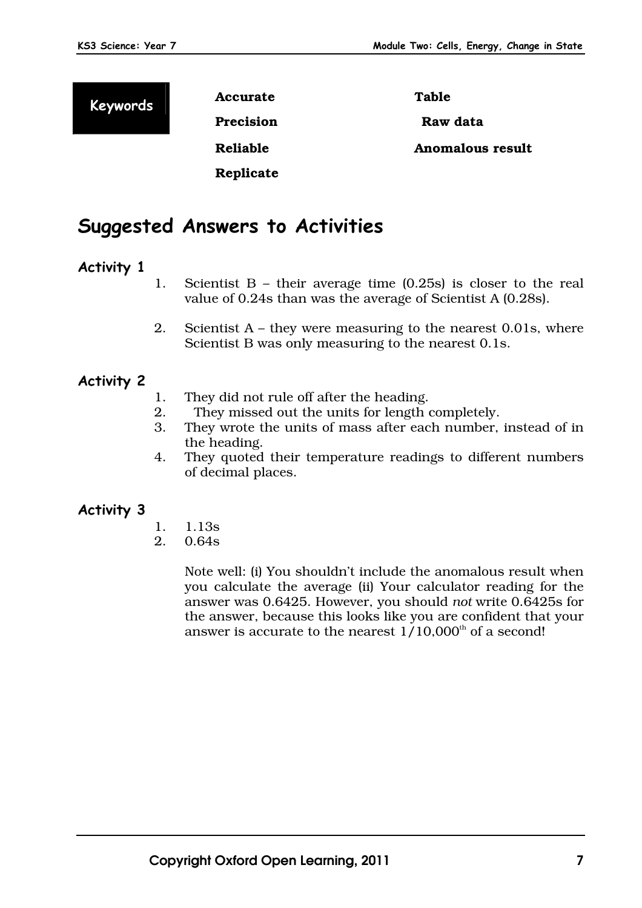**Keywords**

| | |
|---|---|
| **Accurate** | **Table** |
| **Precision** | **Raw data** |
| **Reliable** | **Anomalous result** |
| **Replicate** | |

## Suggested Answers to Activities

### Activity 1

1. Scientist B – their average time (0.25s) is closer to the real value of 0.24s than was the average of Scientist A (0.28s).

2. Scientist A – they were measuring to the nearest 0.01s, where Scientist B was only measuring to the nearest 0.1s.

### Activity 2

1. They did not rule off after the heading.
2. They missed out the units for length completely.
3. They wrote the units of mass after each number, instead of in the heading.
4. They quoted their temperature readings to different numbers of decimal places.

### Activity 3

1. 1.13s
2. 0.64s

   Note well: (i) You shouldn't include the anomalous result when you calculate the average (ii) Your calculator reading for the answer was 0.6425. However, you should *not* write 0.6425s for the answer, because this looks like you are confident that your answer is accurate to the nearest $1/10{,}000^{th}$ of a second!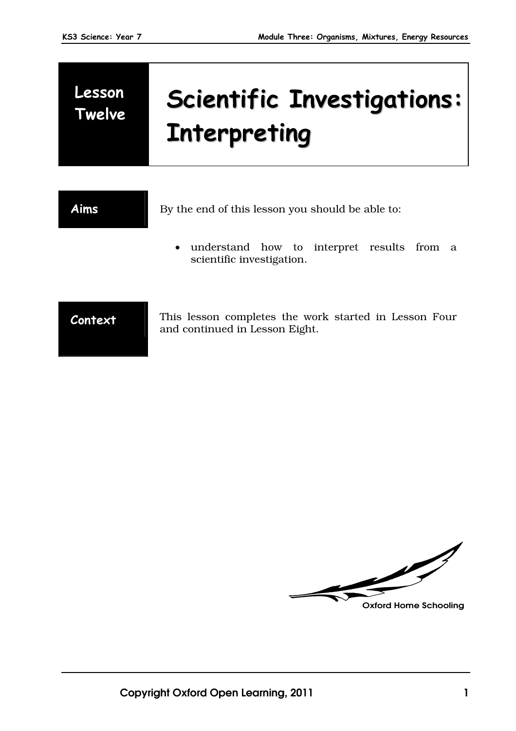# Lesson Twelve

# Scientific Investigations: Interpreting

## Aims

By the end of this lesson you should be able to:

- understand how to interpret results from a scientific investigation.

## Context

This lesson completes the work started in Lesson Four and continued in Lesson Eight.

Oxford Home Schooling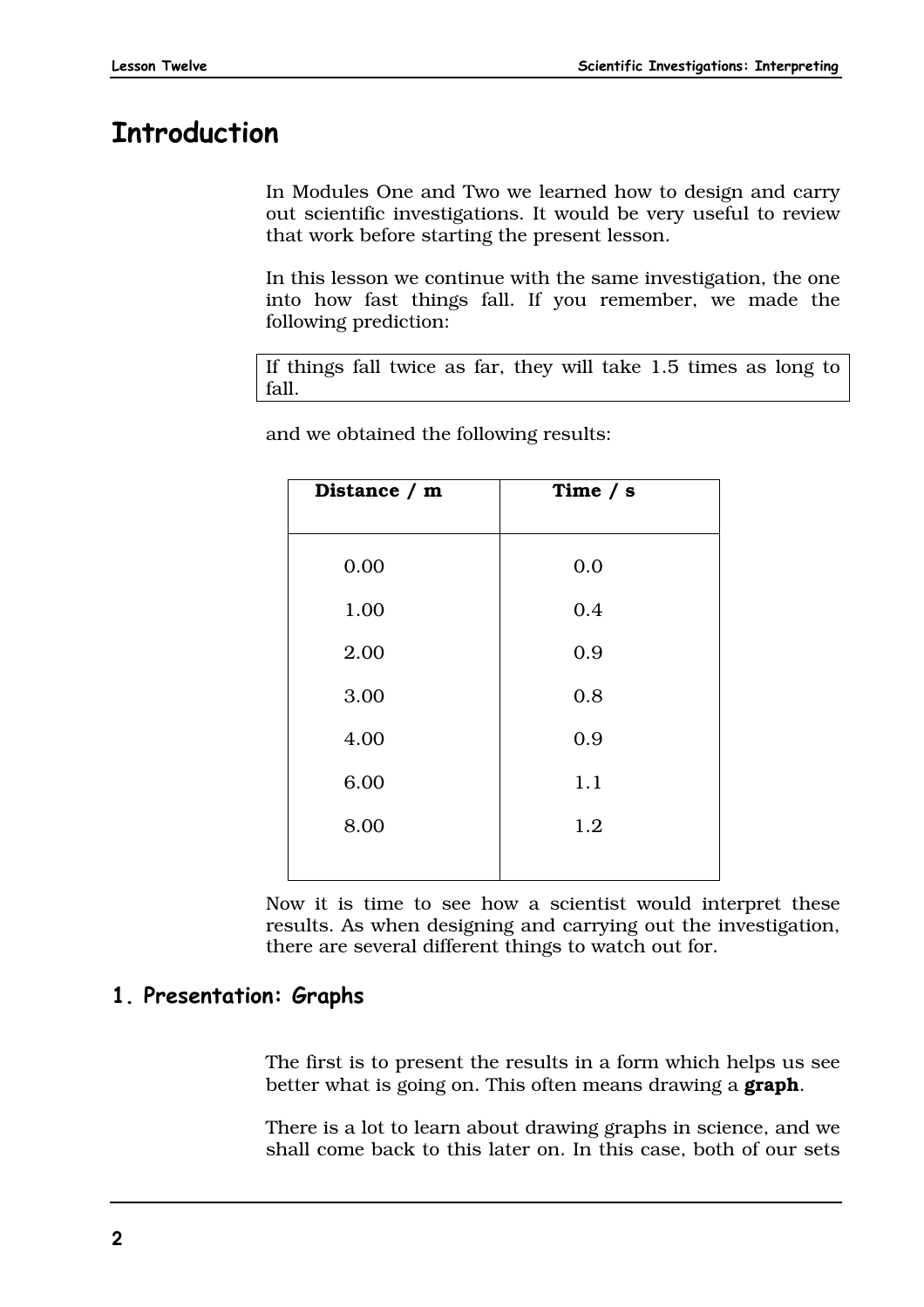# Introduction

In Modules One and Two we learned how to design and carry out scientific investigations. It would be very useful to review that work before starting the present lesson.

In this lesson we continue with the same investigation, the one into how fast things fall. If you remember, we made the following prediction:

> If things fall twice as far, they will take 1.5 times as long to fall.

and we obtained the following results:

| **Distance / m** | **Time / s** |
|---|---|
| 0.00 | 0.0 |
| 1.00 | 0.4 |
| 2.00 | 0.9 |
| 3.00 | 0.8 |
| 4.00 | 0.9 |
| 6.00 | 1.1 |
| 8.00 | 1.2 |

Now it is time to see how a scientist would interpret these results. As when designing and carrying out the investigation, there are several different things to watch out for.

## 1. Presentation: Graphs

The first is to present the results in a form which helps us see better what is going on. This often means drawing a **graph**.

There is a lot to learn about drawing graphs in science, and we shall come back to this later on. In this case, both of our sets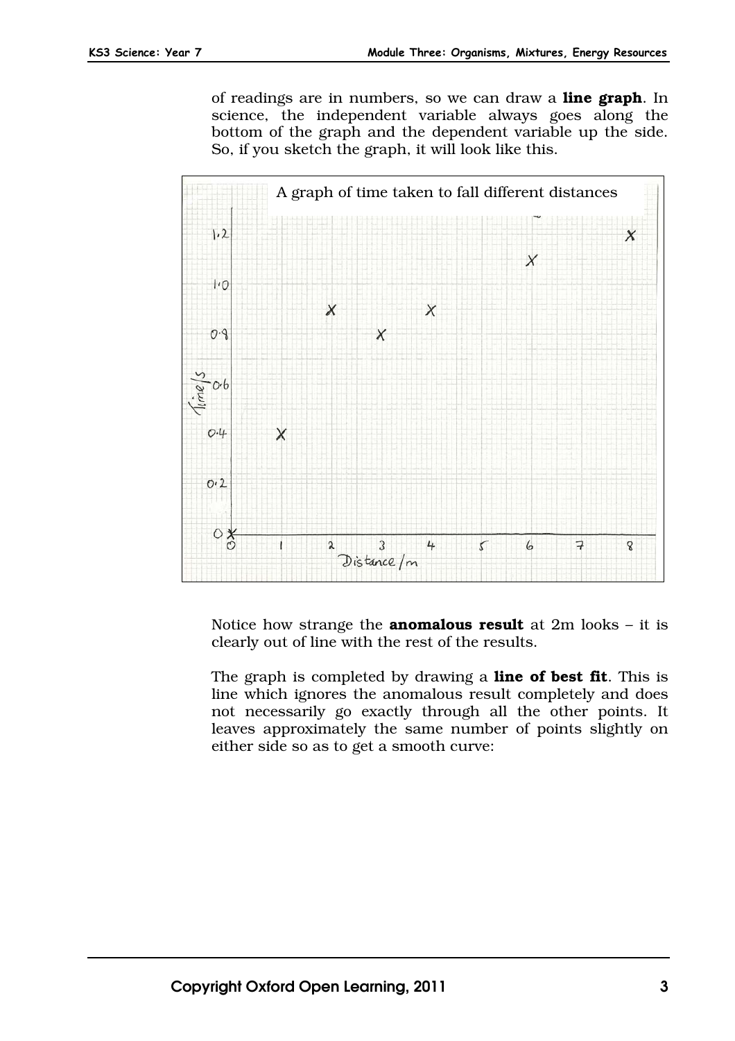of readings are in numbers, so we can draw a **line graph**. In science, the independent variable always goes along the bottom of the graph and the dependent variable up the side. So, if you sketch the graph, it will look like this.

A graph of time taken to fall different distances

Notice how strange the **anomalous result** at 2m looks – it is clearly out of line with the rest of the results.

The graph is completed by drawing a **line of best fit**. This is line which ignores the anomalous result completely and does not necessarily go exactly through all the other points. It leaves approximately the same number of points slightly on either side so as to get a smooth curve: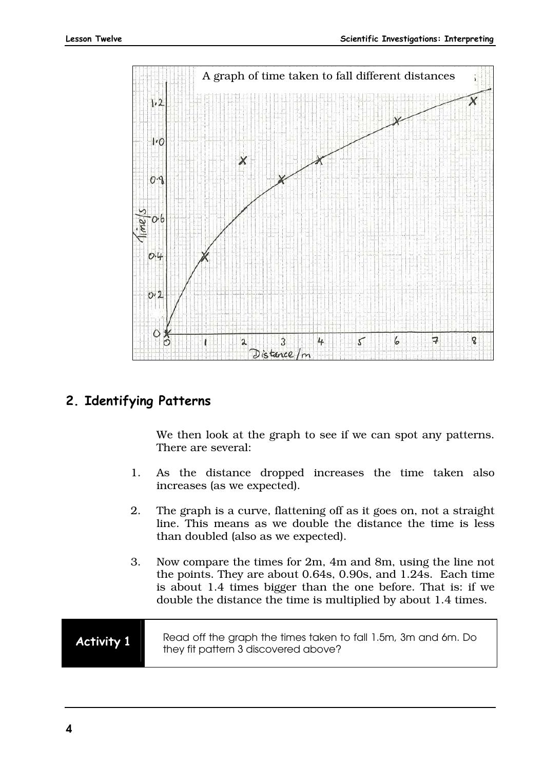A graph of time taken to fall different distances

## 2. Identifying Patterns

We then look at the graph to see if we can spot any patterns. There are several:

1. As the distance dropped increases the time taken also increases (as we expected).

2. The graph is a curve, flattening off as it goes on, not a straight line. This means as we double the distance the time is less than doubled (also as we expected).

3. Now compare the times for 2m, 4m and 8m, using the line not the points. They are about 0.64s, 0.90s, and 1.24s. Each time is about 1.4 times bigger than the one before. That is: if we double the distance the time is multiplied by about 1.4 times.

| **Activity 1** | Read off the graph the times taken to fall 1.5m, 3m and 6m. Do they fit pattern 3 discovered above? |
|---|---|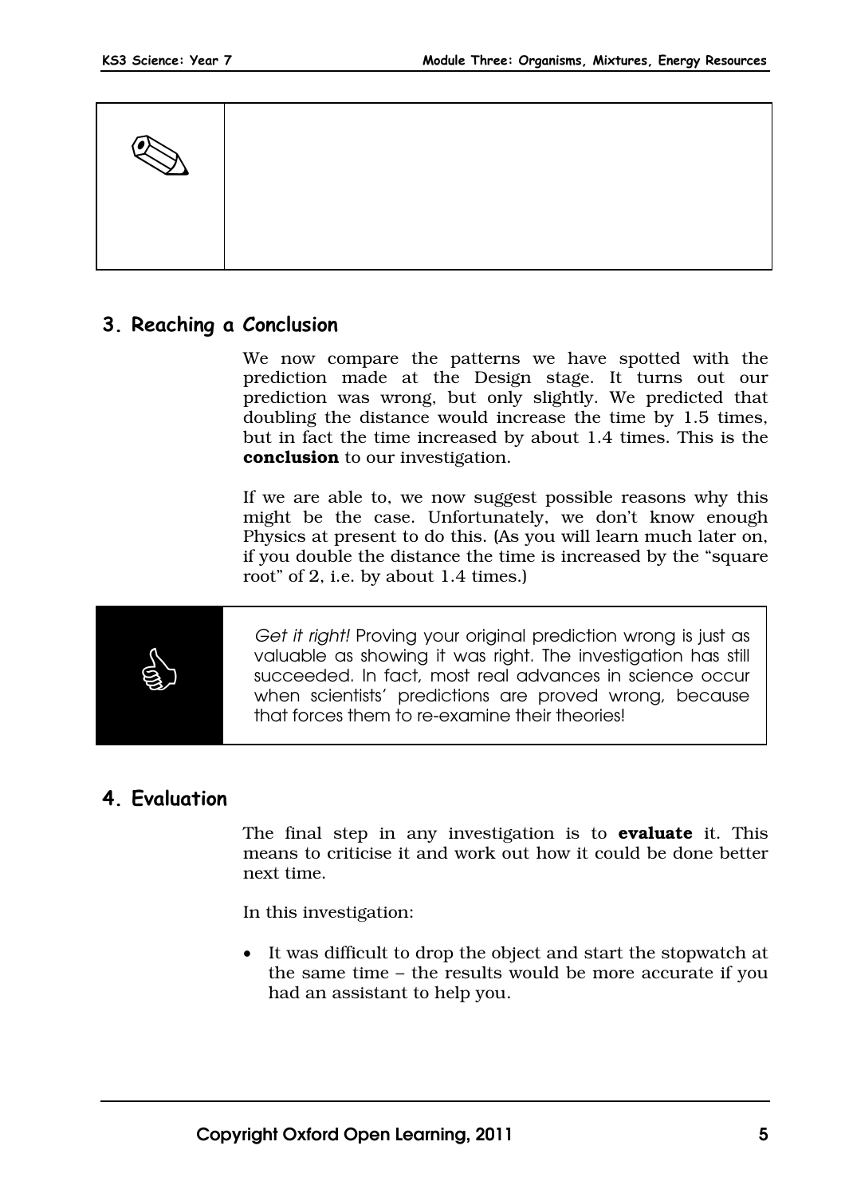## 3. Reaching a Conclusion

We now compare the patterns we have spotted with the prediction made at the Design stage. It turns out our prediction was wrong, but only slightly. We predicted that doubling the distance would increase the time by 1.5 times, but in fact the time increased by about 1.4 times. This is the **conclusion** to our investigation.

If we are able to, we now suggest possible reasons why this might be the case. Unfortunately, we don't know enough Physics at present to do this. (As you will learn much later on, if you double the distance the time is increased by the "square root" of 2, i.e. by about 1.4 times.)

> *Get it right!* Proving your original prediction wrong is just as valuable as showing it was right. The investigation has still succeeded. In fact, most real advances in science occur when scientists' predictions are proved wrong, because that forces them to re-examine their theories!

## 4. Evaluation

The final step in any investigation is to **evaluate** it. This means to criticise it and work out how it could be done better next time.

In this investigation:

- It was difficult to drop the object and start the stopwatch at the same time – the results would be more accurate if you had an assistant to help you.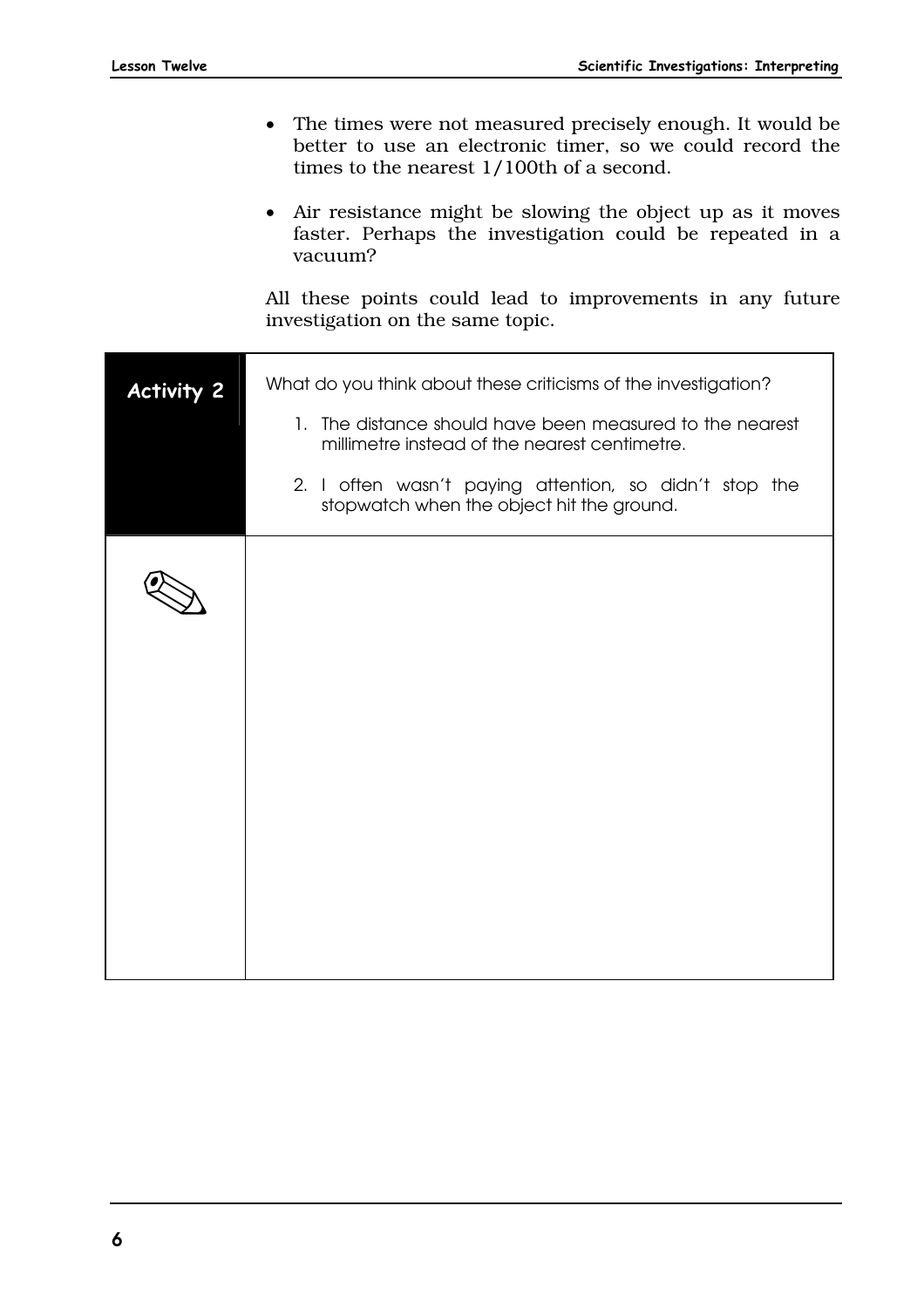- The times were not measured precisely enough. It would be better to use an electronic timer, so we could record the times to the nearest 1/100th of a second.

- Air resistance might be slowing the object up as it moves faster. Perhaps the investigation could be repeated in a vacuum?

All these points could lead to improvements in any future investigation on the same topic.

**Activity 2**

What do you think about these criticisms of the investigation?

1. The distance should have been measured to the nearest millimetre instead of the nearest centimetre.
2. I often wasn't paying attention, so didn't stop the stopwatch when the object hit the ground.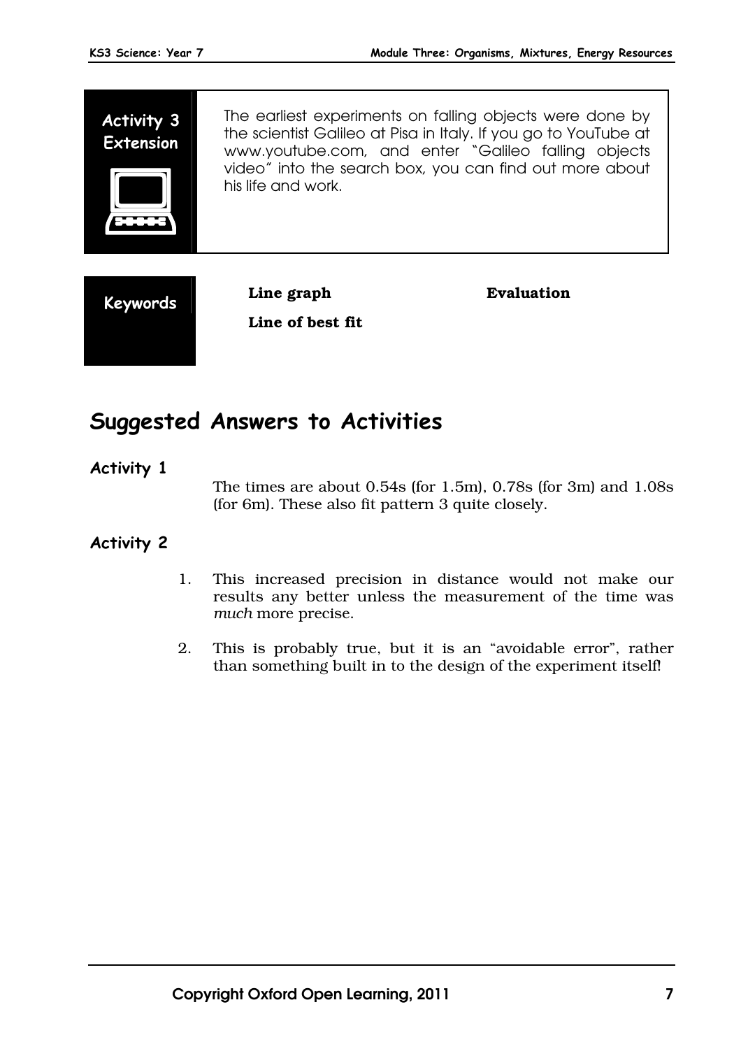**Activity 3 Extension**

The earliest experiments on falling objects were done by the scientist Galileo at Pisa in Italy. If you go to YouTube at www.youtube.com, and enter "Galileo falling objects video" into the search box, you can find out more about his life and work.

**Keywords**

**Line graph**

**Line of best fit**

**Evaluation**

## Suggested Answers to Activities

### Activity 1

The times are about 0.54s (for 1.5m), 0.78s (for 3m) and 1.08s (for 6m). These also fit pattern 3 quite closely.

### Activity 2

1. This increased precision in distance would not make our results any better unless the measurement of the time was *much* more precise.

2. This is probably true, but it is an "avoidable error", rather than something built in to the design of the experiment itself!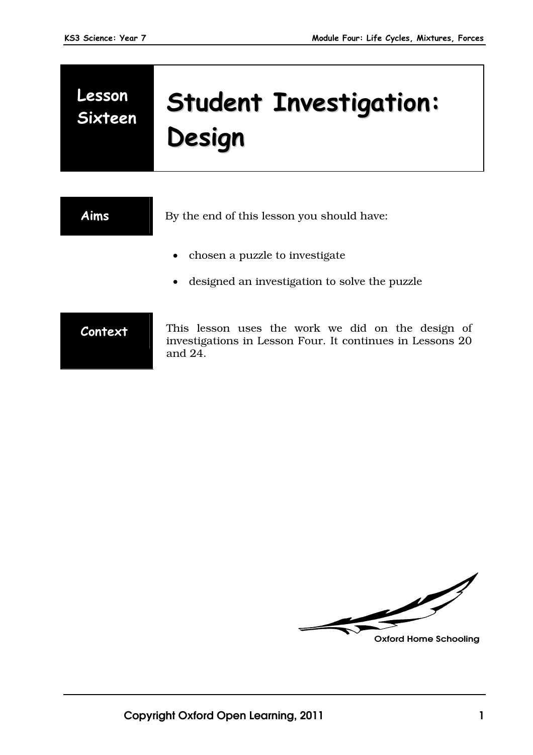# Lesson Sixteen: Student Investigation: Design

## Aims

By the end of this lesson you should have:

- chosen a puzzle to investigate
- designed an investigation to solve the puzzle

## Context

This lesson uses the work we did on the design of investigations in Lesson Four. It continues in Lessons 20 and 24.

Oxford Home Schooling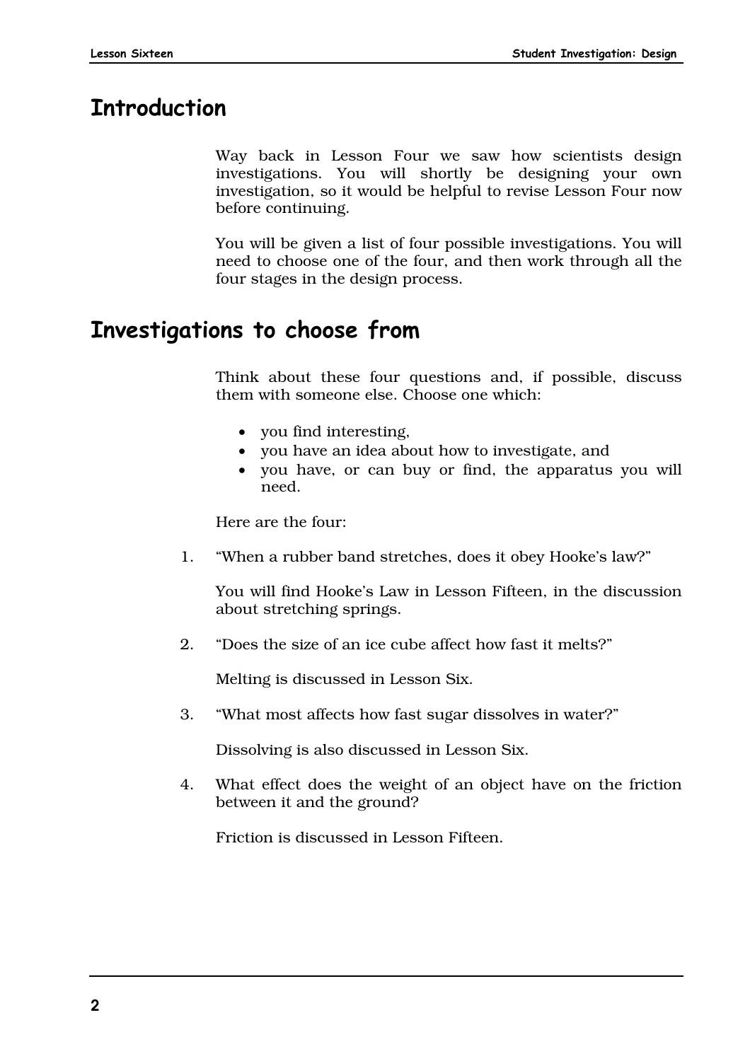## Introduction

Way back in Lesson Four we saw how scientists design investigations. You will shortly be designing your own investigation, so it would be helpful to revise Lesson Four now before continuing.

You will be given a list of four possible investigations. You will need to choose one of the four, and then work through all the four stages in the design process.

## Investigations to choose from

Think about these four questions and, if possible, discuss them with someone else. Choose one which:

- you find interesting,
- you have an idea about how to investigate, and
- you have, or can buy or find, the apparatus you will need.

Here are the four:

1. "When a rubber band stretches, does it obey Hooke's law?"

   You will find Hooke's Law in Lesson Fifteen, in the discussion about stretching springs.

2. "Does the size of an ice cube affect how fast it melts?"

   Melting is discussed in Lesson Six.

3. "What most affects how fast sugar dissolves in water?"

   Dissolving is also discussed in Lesson Six.

4. What effect does the weight of an object have on the friction between it and the ground?

   Friction is discussed in Lesson Fifteen.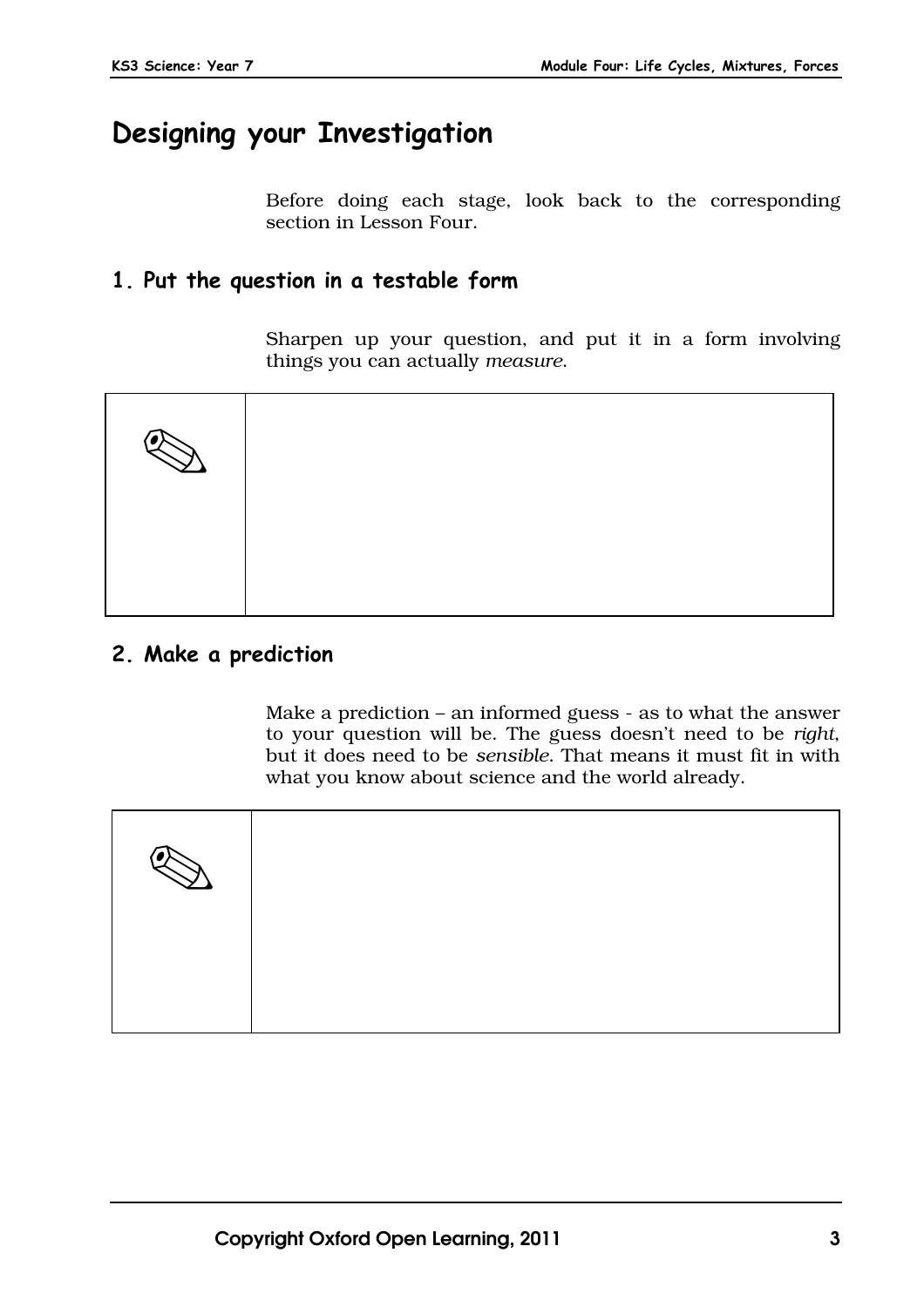# Designing your Investigation

Before doing each stage, look back to the corresponding section in Lesson Four.

## 1. Put the question in a testable form

Sharpen up your question, and put it in a form involving things you can actually *measure*.

| ✎ | |
|---|---|

## 2. Make a prediction

Make a prediction – an informed guess - as to what the answer to your question will be. The guess doesn't need to be *right*, but it does need to be *sensible*. That means it must fit in with what you know about science and the world already.

| ✎ | |
|---|---|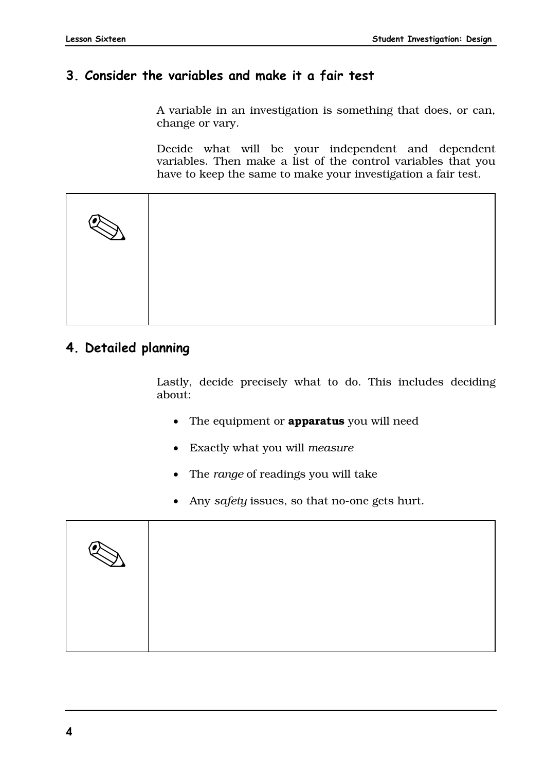## 3. Consider the variables and make it a fair test

A variable in an investigation is something that does, or can, change or vary.

Decide what will be your independent and dependent variables. Then make a list of the control variables that you have to keep the same to make your investigation a fair test.

| ✎ | |
|---|---|

## 4. Detailed planning

Lastly, decide precisely what to do. This includes deciding about:

- The equipment or **apparatus** you will need
- Exactly what you will *measure*
- The *range* of readings you will take
- Any *safety* issues, so that no-one gets hurt.

| ✎ | |
|---|---|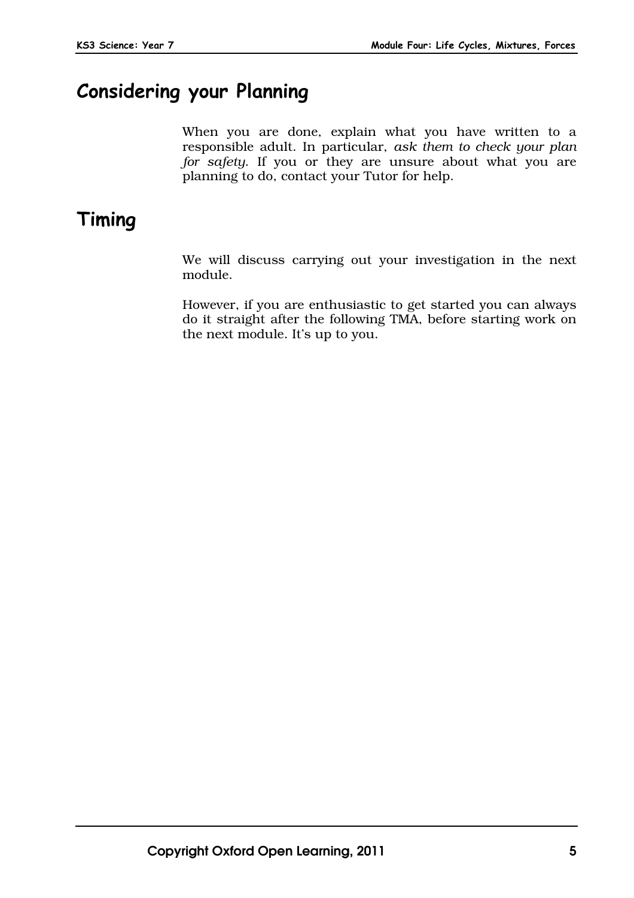## Considering your Planning

When you are done, explain what you have written to a responsible adult. In particular, *ask them to check your plan for safety*. If you or they are unsure about what you are planning to do, contact your Tutor for help.

## Timing

We will discuss carrying out your investigation in the next module.

However, if you are enthusiastic to get started you can always do it straight after the following TMA, before starting work on the next module. It's up to you.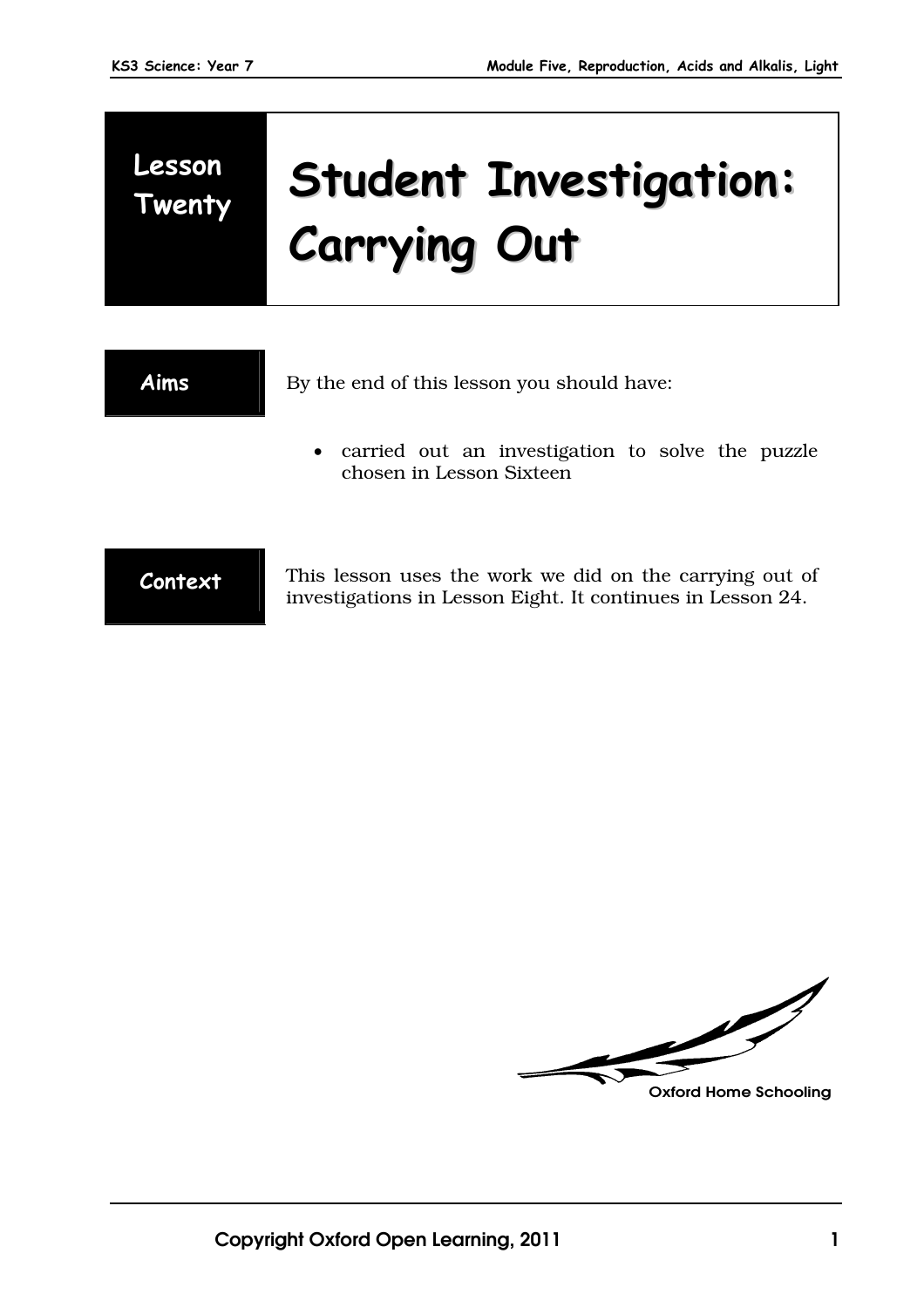# Lesson Twenty

# Student Investigation: Carrying Out

## Aims

By the end of this lesson you should have:

- carried out an investigation to solve the puzzle chosen in Lesson Sixteen

## Context

This lesson uses the work we did on the carrying out of investigations in Lesson Eight. It continues in Lesson 24.

Oxford Home Schooling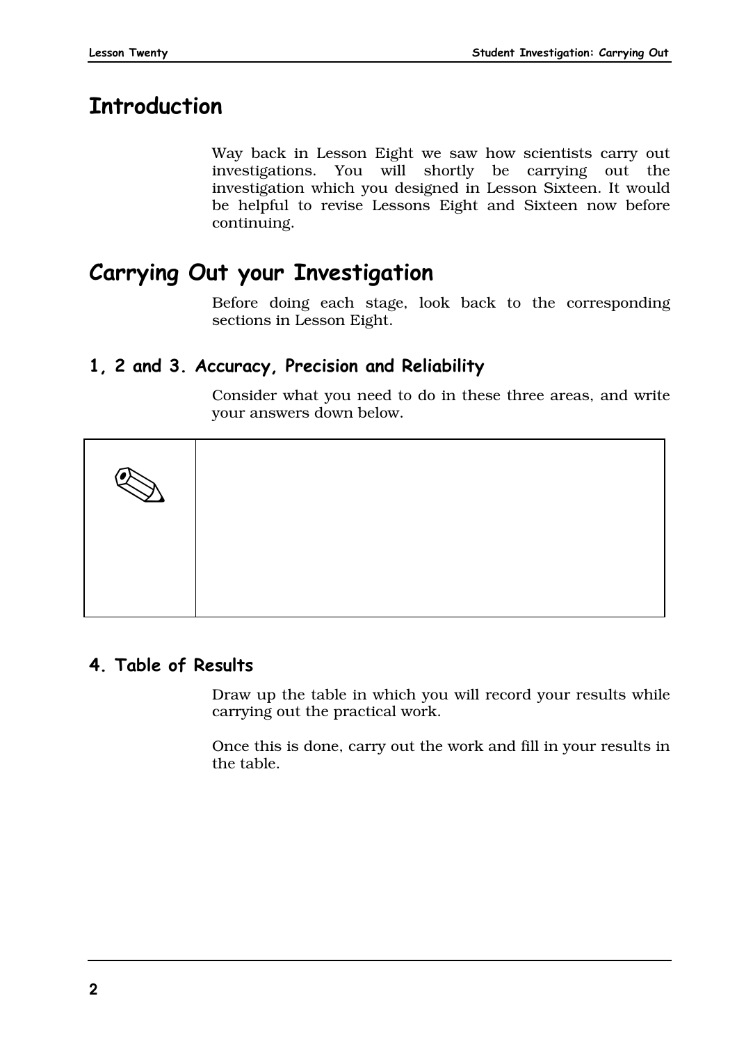# Introduction

Way back in Lesson Eight we saw how scientists carry out investigations. You will shortly be carrying out the investigation which you designed in Lesson Sixteen. It would be helpful to revise Lessons Eight and Sixteen now before continuing.

# Carrying Out your Investigation

Before doing each stage, look back to the corresponding sections in Lesson Eight.

## 1, 2 and 3. Accuracy, Precision and Reliability

Consider what you need to do in these three areas, and write your answers down below.

| ✎ | |
|---|---|
| | |

## 4. Table of Results

Draw up the table in which you will record your results while carrying out the practical work.

Once this is done, carry out the work and fill in your results in the table.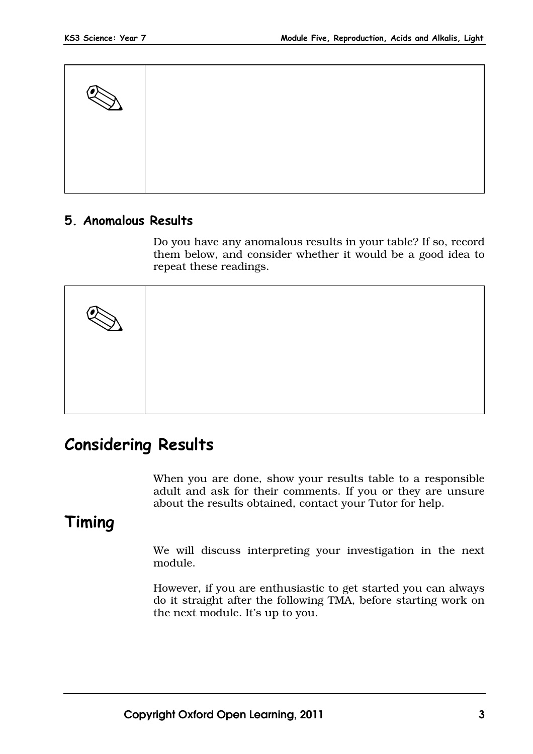## 5. Anomalous Results

Do you have any anomalous results in your table? If so, record them below, and consider whether it would be a good idea to repeat these readings.

# Considering Results

When you are done, show your results table to a responsible adult and ask for their comments. If you or they are unsure about the results obtained, contact your Tutor for help.

# Timing

We will discuss interpreting your investigation in the next module.

However, if you are enthusiastic to get started you can always do it straight after the following TMA, before starting work on the next module. It's up to you.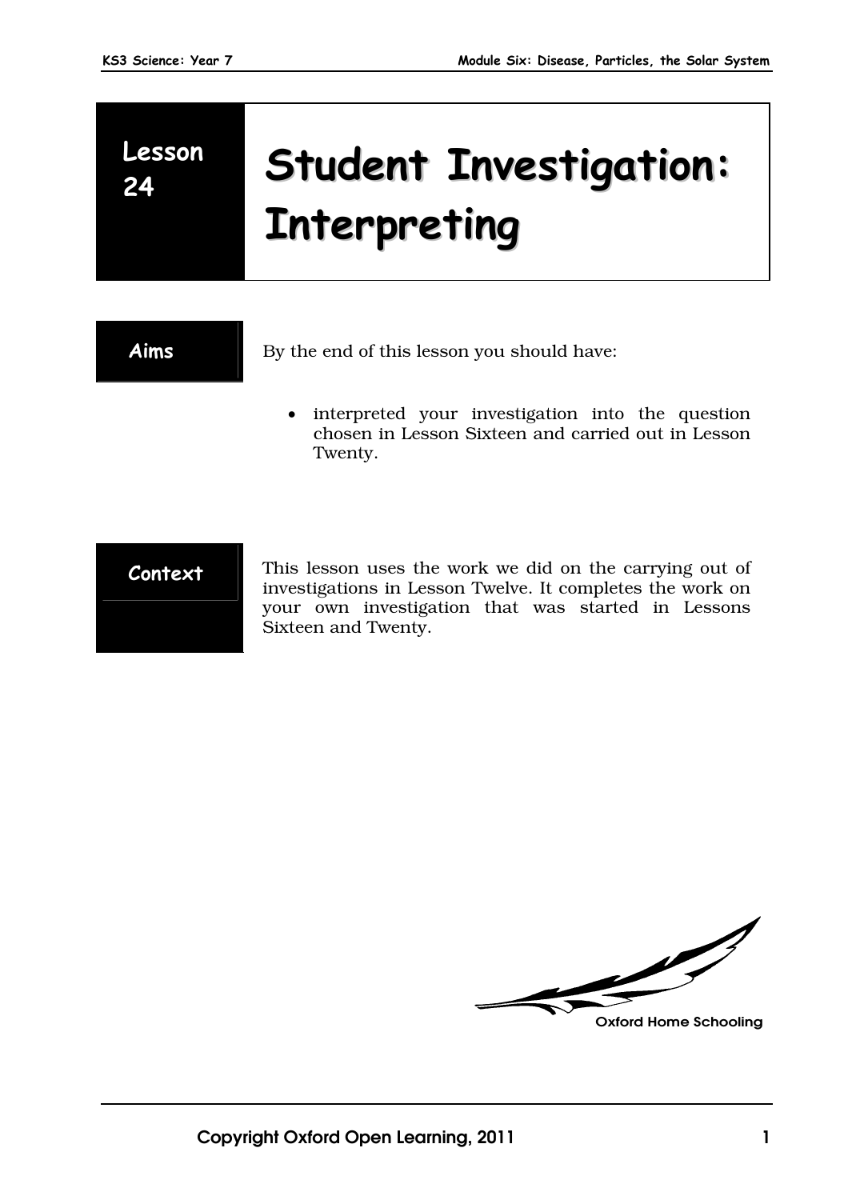# Lesson 24 Student Investigation: Interpreting

## Aims

By the end of this lesson you should have:

- interpreted your investigation into the question chosen in Lesson Sixteen and carried out in Lesson Twenty.

## Context

This lesson uses the work we did on the carrying out of investigations in Lesson Twelve. It completes the work on your own investigation that was started in Lessons Sixteen and Twenty.

Oxford Home Schooling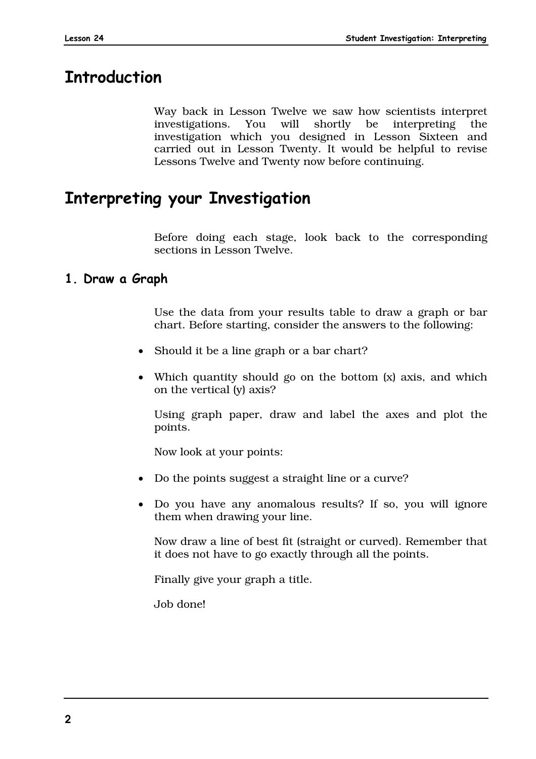# Introduction

Way back in Lesson Twelve we saw how scientists interpret investigations. You will shortly be interpreting the investigation which you designed in Lesson Sixteen and carried out in Lesson Twenty. It would be helpful to revise Lessons Twelve and Twenty now before continuing.

# Interpreting your Investigation

Before doing each stage, look back to the corresponding sections in Lesson Twelve.

## 1. Draw a Graph

Use the data from your results table to draw a graph or bar chart. Before starting, consider the answers to the following:

- Should it be a line graph or a bar chart?
- Which quantity should go on the bottom (x) axis, and which on the vertical (y) axis?

Using graph paper, draw and label the axes and plot the points.

Now look at your points:

- Do the points suggest a straight line or a curve?
- Do you have any anomalous results? If so, you will ignore them when drawing your line.

Now draw a line of best fit (straight or curved). Remember that it does not have to go exactly through all the points.

Finally give your graph a title.

Job done!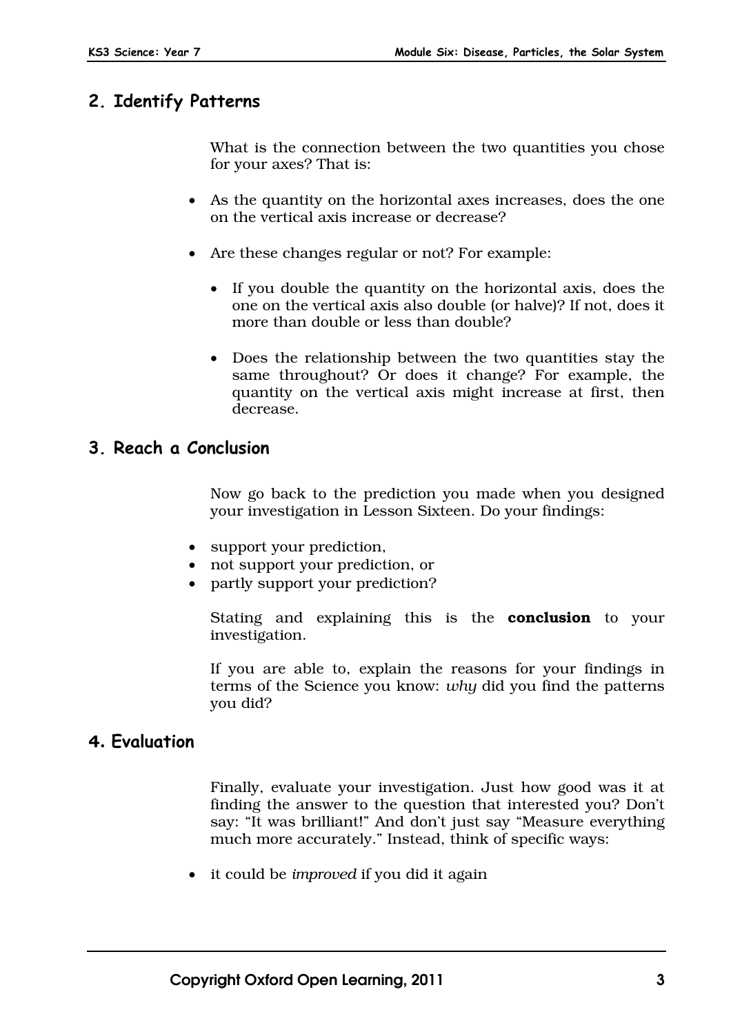## 2. Identify Patterns

What is the connection between the two quantities you chose for your axes? That is:

- As the quantity on the horizontal axes increases, does the one on the vertical axis increase or decrease?
- Are these changes regular or not? For example:
  - If you double the quantity on the horizontal axis, does the one on the vertical axis also double (or halve)? If not, does it more than double or less than double?
  - Does the relationship between the two quantities stay the same throughout? Or does it change? For example, the quantity on the vertical axis might increase at first, then decrease.

## 3. Reach a Conclusion

Now go back to the prediction you made when you designed your investigation in Lesson Sixteen. Do your findings:

- support your prediction,
- not support your prediction, or
- partly support your prediction?

Stating and explaining this is the **conclusion** to your investigation.

If you are able to, explain the reasons for your findings in terms of the Science you know: *why* did you find the patterns you did?

## 4. Evaluation

Finally, evaluate your investigation. Just how good was it at finding the answer to the question that interested you? Don't say: "It was brilliant!" And don't just say "Measure everything much more accurately." Instead, think of specific ways:

- it could be *improved* if you did it again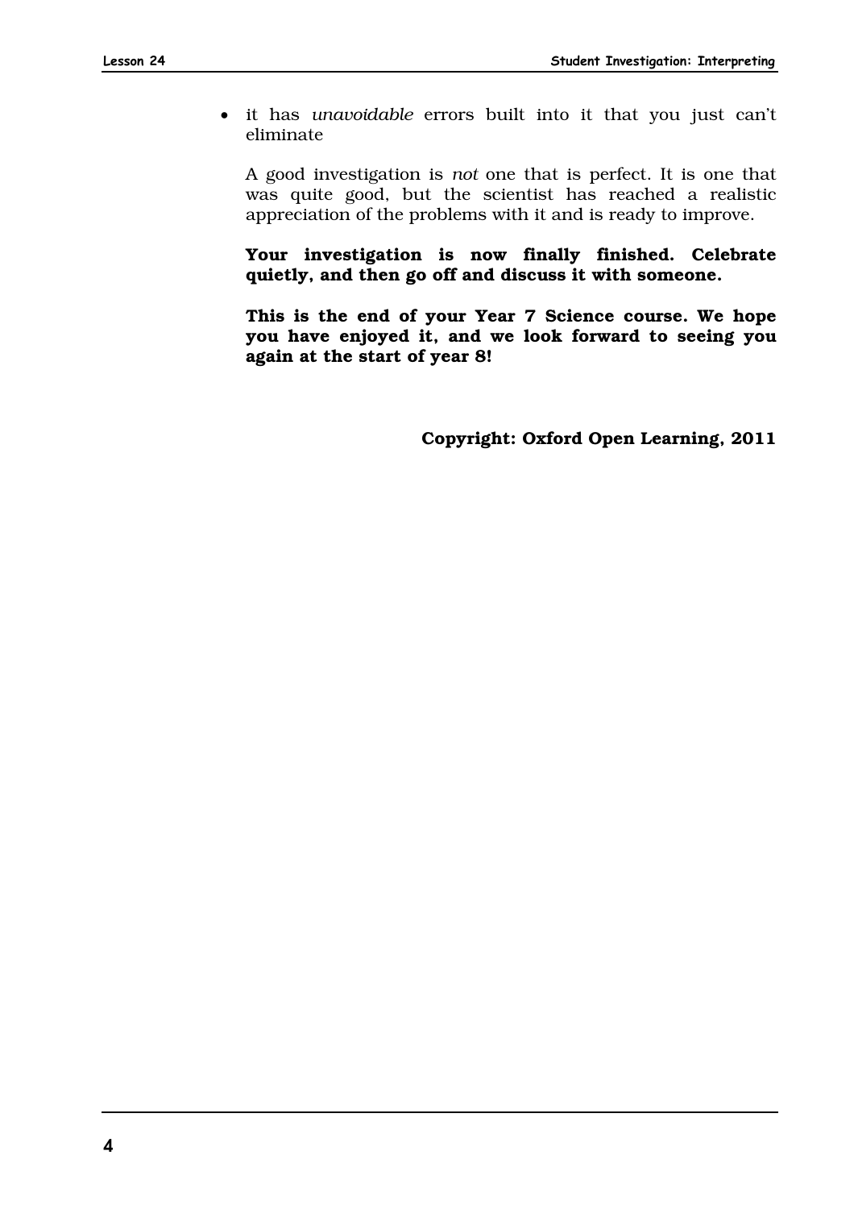- it has *unavoidable* errors built into it that you just can't eliminate

A good investigation is *not* one that is perfect. It is one that was quite good, but the scientist has reached a realistic appreciation of the problems with it and is ready to improve.

**Your investigation is now finally finished. Celebrate quietly, and then go off and discuss it with someone.**

**This is the end of your Year 7 Science course. We hope you have enjoyed it, and we look forward to seeing you again at the start of year 8!**

**Copyright: Oxford Open Learning, 2011**